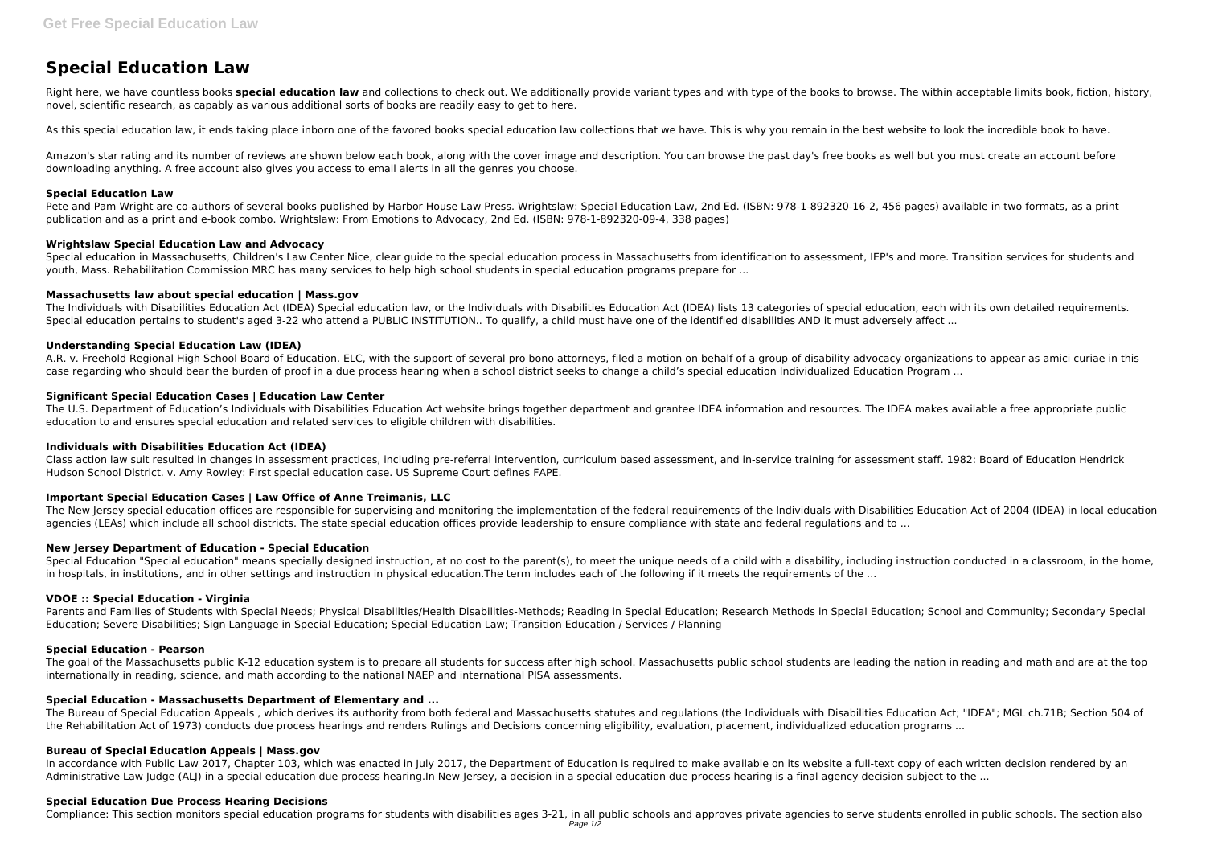# Special Education Law

Right here, we have countless books **special education law** and collections to check out. We additionally provide variant types and with type of the books to browse. The within acceptable limits book, fiction, history, novel, scientific research, as capably as various additional sorts of books are readily easy to get to here.

As this special education law, it ends taking place inborn one of the favored books special education law collections that we have. This is why you remain in the best website to look the incredible book to have.

Amazon's star rating and its number of reviews are shown below each book, along with the cover image and description. You can browse the past day's free books as well but you must create an account before downloading anything. A free account also gives you access to email alerts in all the genres you choose.

### Special Education Law

Pete and Pam Wright are co-authors of several books published by Harbor House Law Press. Wrightslaw: Special Education Law, 2nd Ed. (ISBN: 978-1-892320-16-2, 456 pages) available in two formats, as a print publication and as a print and e-book combo. Wrightslaw: From Emotions to Advocacy, 2nd Ed. (ISBN: 978-1-892320-09-4, 338 pages)

### Wrightslaw Special Education Law and Advocacy

Special education in Massachusetts, Children's Law Center Nice, clear guide to the special education process in Massachusetts from identification to assessment, IEP's and more. Transition services for students and youth, Mass. Rehabilitation Commission MRC has many services to help high school students in special education programs prepare for ...

### Massachusetts law about special education | Mass.gov

The Individuals with Disabilities Education Act (IDEA) Special education law, or the Individuals with Disabilities Education Act (IDEA) lists 13 categories of special education, each with its own detailed requirements. Special education pertains to student's aged 3-22 who attend a PUBLIC INSTITUTION.. To qualify, a child must have one of the identified disabilities AND it must adversely affect ...

### Understanding Special Education Law (IDEA)

A.R. v. Freehold Regional High School Board of Education. ELC, with the support of several pro bono attorneys, filed a motion on behalf of a group of disability advocacy organizations to appear as amici curiae in this case regarding who should bear the burden of proof in a due process hearing when a school district seeks to change a child's special education Individualized Education Program ...

### Significant Special Education Cases | Education Law Center

The U.S. Department of Education's Individuals with Disabilities Education Act website brings together department and grantee IDEA information and resources. The IDEA makes available a free appropriate public education to and ensures special education and related services to eligible children with disabilities.

### Individuals with Disabilities Education Act (IDEA)

Class action law suit resulted in changes in assessment practices, including pre-referral intervention, curriculum based assessment, and in-service training for assessment staff. 1982: Board of Education Hendrick Hudson School District. v. Amy Rowley: First special education case. US Supreme Court defines FAPE.

### Important Special Education Cases | Law Office of Anne Treimanis, LLC

The New Jersey special education offices are responsible for supervising and monitoring the implementation of the federal requirements of the Individuals with Disabilities Education Act of 2004 (IDEA) in local education agencies (LEAs) which include all school districts. The state special education offices provide leadership to ensure compliance with state and federal regulations and to ...

### New Jersey Department of Education - Special Education

Special Education "Special education" means specially designed instruction, at no cost to the parent(s), to meet the unique needs of a child with a disability, including instruction conducted in a classroom, in the home, in hospitals, in institutions, and in other settings and instruction in physical education.The term includes each of the following if it meets the requirements of the ...

### VDOE :: Special Education - Virginia

Parents and Families of Students with Special Needs; Physical Disabilities/Health Disabilities-Methods; Reading in Special Education; Research Methods in Special Education; School and Community; Secondary Special Education; Severe Disabilities; Sign Language in Special Education; Special Education Law; Transition Education / Services / Planning

### Special Education - Pearson

The goal of the Massachusetts public K-12 education system is to prepare all students for success after high school. Massachusetts public school students are leading the nation in reading and math and are at the top internationally in reading, science, and math according to the national NAEP and international PISA assessments.

### Special Education - Massachusetts Department of Elementary and ...

The Bureau of Special Education Appeals , which derives its authority from both federal and Massachusetts statutes and regulations (the Individuals with Disabilities Education Act; "IDEA"; MGL ch.71B; Section 504 of the Rehabilitation Act of 1973) conducts due process hearings and renders Rulings and Decisions concerning eligibility, evaluation, placement, individualized education programs ...

### Bureau of Special Education Appeals | Mass.gov

In accordance with Public Law 2017, Chapter 103, which was enacted in July 2017, the Department of Education is required to make available on its website a full-text copy of each written decision rendered by an Administrative Law Judge (ALJ) in a special education due process hearing.In New Jersey, a decision in a special education due process hearing is a final agency decision subject to the ...

### Special Education Due Process Hearing Decisions

Compliance: This section monitors special education programs for students with disabilities ages 3-21, in all public schools and approves private agencies to serve students enrolled in public schools. The section also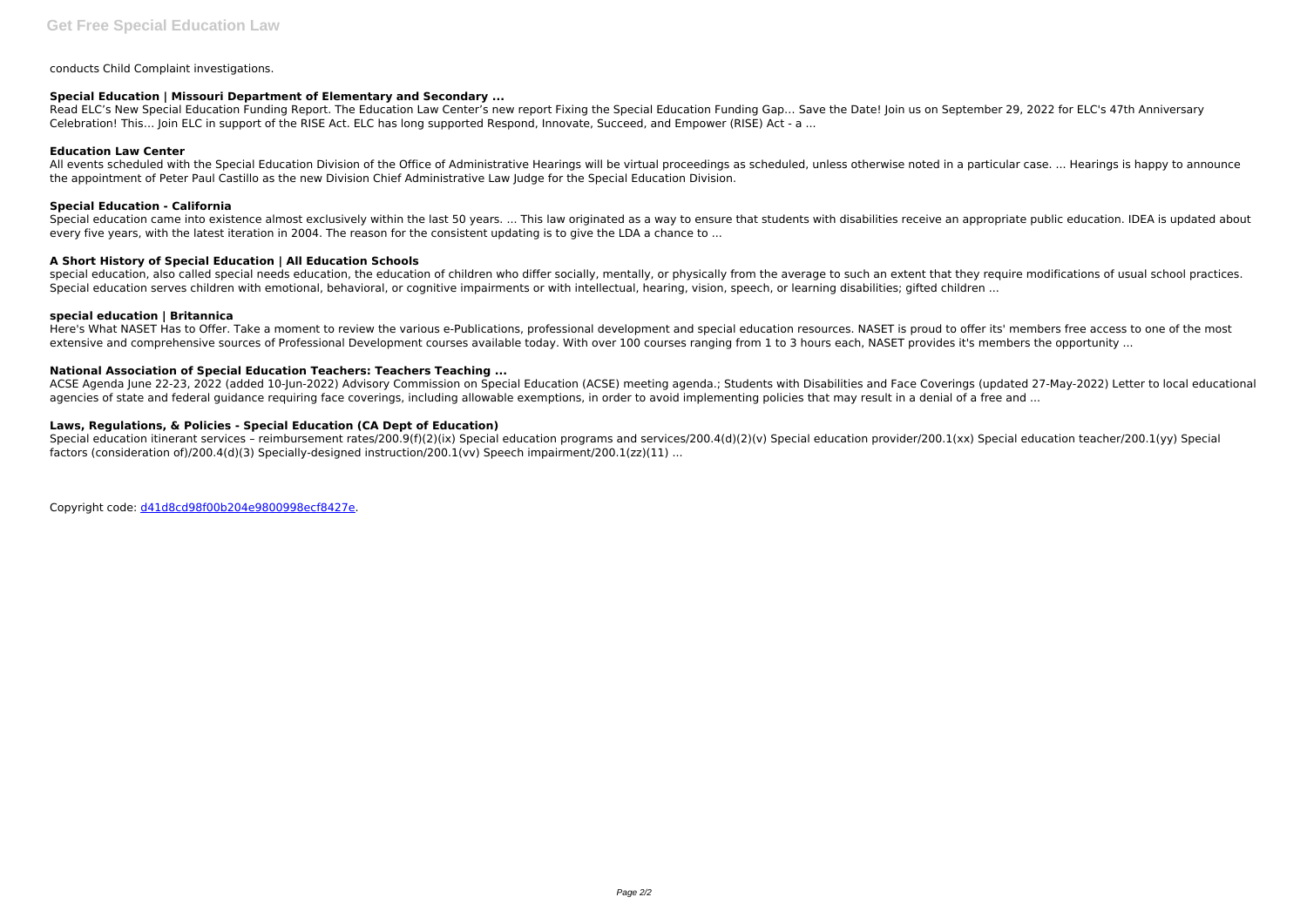conducts Child Complaint investigations.

### Special Education | Missouri Department of Elementary and Secondary ...

Read ELC's New Special Education Funding Report. The Education Law Center's new report Fixing the Special Education Funding Gap… Save the Date! Join us on September 29, 2022 for ELC's 47th Anniversary Celebration! This… Join ELC in support of the RISE Act. ELC has long supported Respond, Innovate, Succeed, and Empower (RISE) Act - a ...

### Education Law Center

All events scheduled with the Special Education Division of the Office of Administrative Hearings will be virtual proceedings as scheduled, unless otherwise noted in a particular case. ... Hearings is happy to announce the appointment of Peter Paul Castillo as the new Division Chief Administrative Law Judge for the Special Education Division.

### Special Education - California

Special education came into existence almost exclusively within the last 50 years. ... This law originated as a way to ensure that students with disabilities receive an appropriate public education. IDEA is updated about every five years, with the latest iteration in 2004. The reason for the consistent updating is to give the LDA a chance to ...

### A Short History of Special Education | All Education Schools

special education, also called special needs education, the education of children who differ socially, mentally, or physically from the average to such an extent that they require modifications of usual school practices. Special education serves children with emotional, behavioral, or cognitive impairments or with intellectual, hearing, vision, speech, or learning disabilities; gifted children ...

### special education | Britannica

Here's What NASET Has to Offer. Take a moment to review the various e-Publications, professional development and special education resources. NASET is proud to offer its' members free access to one of the most extensive and comprehensive sources of Professional Development courses available today. With over 100 courses ranging from 1 to 3 hours each, NASET provides it's members the opportunity ...

### National Association of Special Education Teachers: Teachers Teaching ...

ACSE Agenda June 22-23, 2022 (added 10-Jun-2022) Advisory Commission on Special Education (ACSE) meeting agenda.; Students with Disabilities and Face Coverings (updated 27-May-2022) Letter to local educational agencies of state and federal guidance requiring face coverings, including allowable exemptions, in order to avoid implementing policies that may result in a denial of a free and ...

### Laws, Regulations, & Policies - Special Education (CA Dept of Education)

Special education itinerant services – reimbursement rates/200.9(f)(2)(ix) Special education programs and services/200.4(d)(2)(v) Special education provider/200.1(xx) Special education teacher/200.1(yy) Special factors (consideration of)/200.4(d)(3) Specially-designed instruction/200.1(vv) Speech impairment/200.1(zz)(11) ...

Copyright code: d41d8cd98f00b204e9800998ecf8427e.